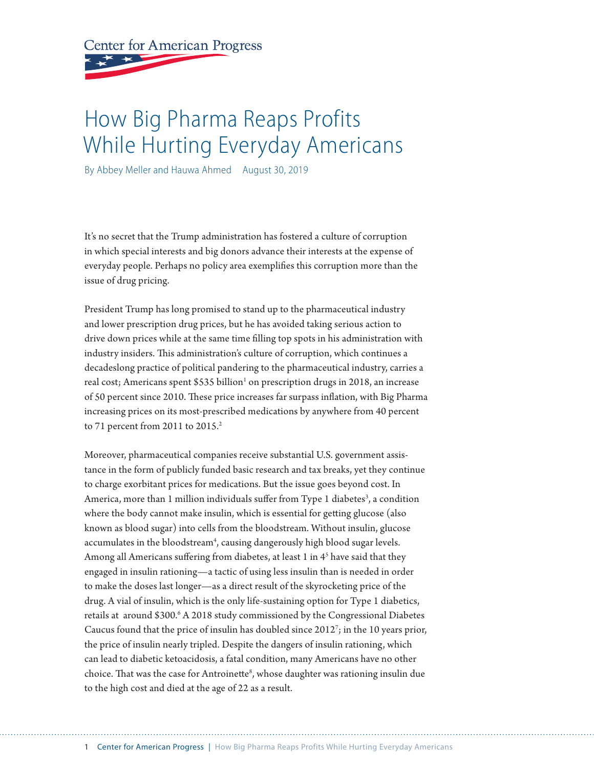Center for American Progress

# How Big Pharma Reaps Profits While Hurting Everyday Americans

By Abbey Meller and Hauwa Ahmed August 30, 2019

It's no secret that the Trump administration has fostered a culture of corruption in which special interests and big donors advance their interests at the expense of everyday people. Perhaps no policy area exemplifies this corruption more than the issue of drug pricing.

President Trump has long promised to stand up to the pharmaceutical industry and lower prescription drug prices, but he has avoided taking serious action to drive down prices while at the same time filling top spots in his administration with industry insiders. This administration's culture of corruption, which continues a decadeslong practice of political pandering to the pharmaceutical industry, carries a real cost; Americans spent $535 billion[1] on prescription drugs in 2018, an increase of 50 percent since 2010. These price increases far surpass inflation, with Big Pharma increasing prices on its most-prescribed medications by anywhere from 40 percent to 71 percent from 2011 to 2015.[2]

Moreover, pharmaceutical companies receive substantial U.S. government assistance in the form of publicly funded basic research and tax breaks, yet they continue to charge exorbitant prices for medications. But the issue goes beyond cost. In America, more than 1 million individuals suffer from Type 1 diabetes[3], a condition where the body cannot make insulin, which is essential for getting glucose (also known as blood sugar) into cells from the bloodstream. Without insulin, glucose accumulates in the bloodstream[4], causing dangerously high blood sugar levels. Among all Americans suffering from diabetes, at least 1 in 4[5] have said that they engaged in insulin rationing—a tactic of using less insulin than is needed in order to make the doses last longer—as a direct result of the skyrocketing price of the drug. A vial of insulin, which is the only life-sustaining option for Type 1 diabetics, retails at around $300.[6] A 2018 study commissioned by the Congressional Diabetes Caucus found that the price of insulin has doubled since 2012[7]; in the 10 years prior, the price of insulin nearly tripled. Despite the dangers of insulin rationing, which can lead to diabetic ketoacidosis, a fatal condition, many Americans have no other choice. That was the case for Antroinette[8], whose daughter was rationing insulin due to the high cost and died at the age of 22 as a result.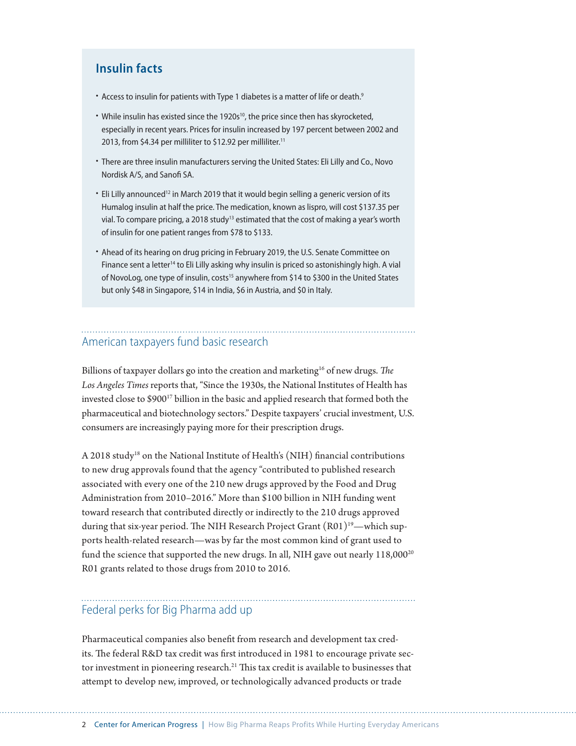## Insulin facts

- Access to insulin for patients with Type 1 diabetes is a matter of life or death.[9]
- While insulin has existed since the 1920s[10], the price since then has skyrocketed, especially in recent years. Prices for insulin increased by 197 percent between 2002 and 2013, from $4.34 per milliliter to $12.92 per milliliter.[11]
- There are three insulin manufacturers serving the United States: Eli Lilly and Co., Novo Nordisk A/S, and Sanofi SA.
- Eli Lilly announced[12] in March 2019 that it would begin selling a generic version of its Humalog insulin at half the price. The medication, known as lispro, will cost $137.35 per vial. To compare pricing, a 2018 study[13] estimated that the cost of making a year's worth of insulin for one patient ranges from $78 to $133.
- Ahead of its hearing on drug pricing in February 2019, the U.S. Senate Committee on Finance sent a letter[14] to Eli Lilly asking why insulin is priced so astonishingly high. A vial of NovoLog, one type of insulin, costs[15] anywhere from $14 to $300 in the United States but only $48 in Singapore, $14 in India, $6 in Austria, and $0 in Italy.

## American taxpayers fund basic research

Billions of taxpayer dollars go into the creation and marketing[16] of new drugs. *The Los Angeles Times* reports that, "Since the 1930s, the National Institutes of Health has invested close to $900[17] billion in the basic and applied research that formed both the pharmaceutical and biotechnology sectors." Despite taxpayers' crucial investment, U.S. consumers are increasingly paying more for their prescription drugs.

A 2018 study[18] on the National Institute of Health's (NIH) financial contributions to new drug approvals found that the agency "contributed to published research associated with every one of the 210 new drugs approved by the Food and Drug Administration from 2010–2016." More than $100 billion in NIH funding went toward research that contributed directly or indirectly to the 210 drugs approved during that six-year period. The NIH Research Project Grant (R01)[19]—which supports health-related research—was by far the most common kind of grant used to fund the science that supported the new drugs. In all, NIH gave out nearly 118,000[20] R01 grants related to those drugs from 2010 to 2016.

## Federal perks for Big Pharma add up

Pharmaceutical companies also benefit from research and development tax credits. The federal R&D tax credit was first introduced in 1981 to encourage private sector investment in pioneering research.[21] This tax credit is available to businesses that attempt to develop new, improved, or technologically advanced products or trade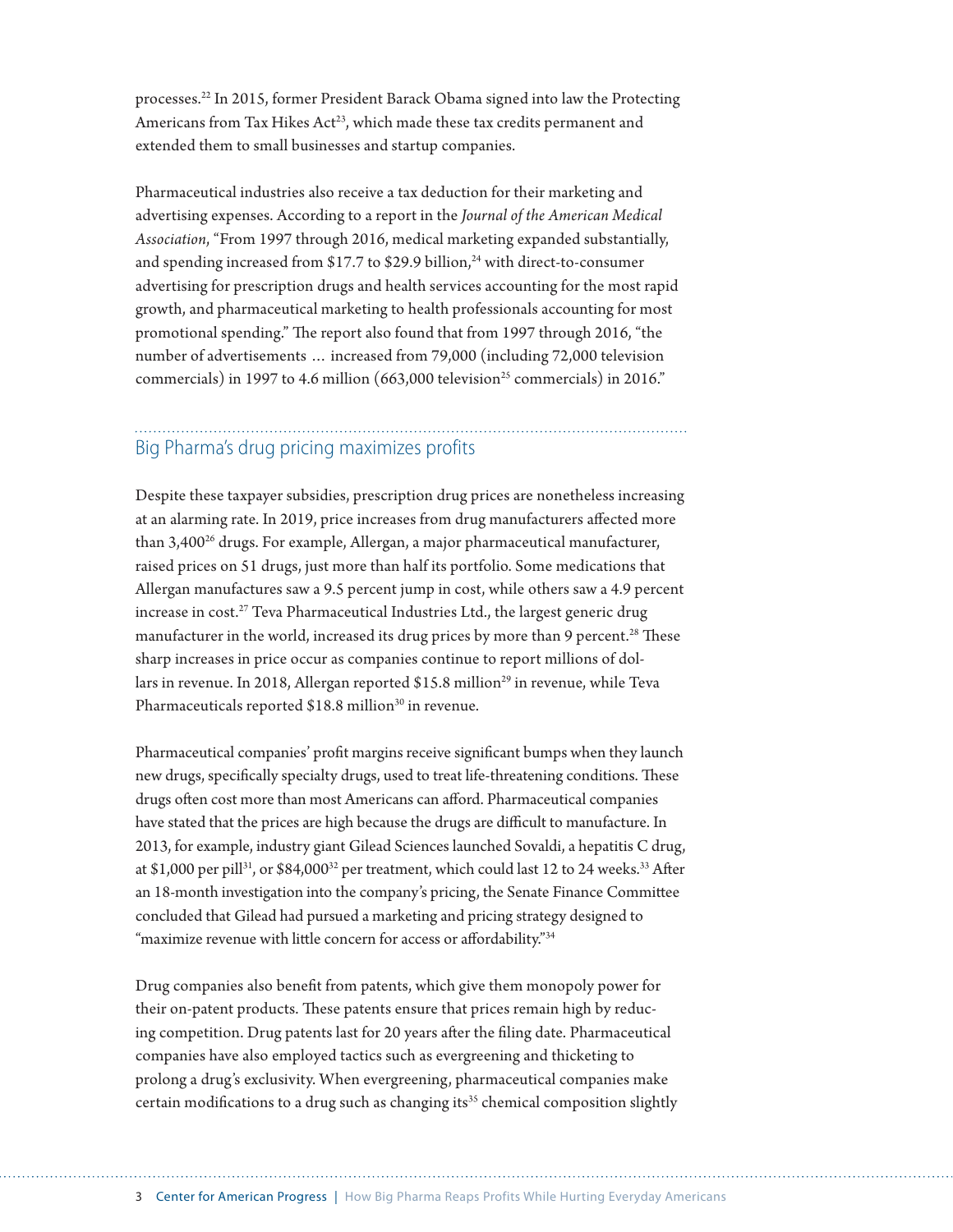processes.[22] In 2015, former President Barack Obama signed into law the Protecting Americans from Tax Hikes Act[23], which made these tax credits permanent and extended them to small businesses and startup companies.

Pharmaceutical industries also receive a tax deduction for their marketing and advertising expenses. According to a report in the *Journal of the American Medical Association*, "From 1997 through 2016, medical marketing expanded substantially, and spending increased from $17.7 to $29.9 billion,[24] with direct-to-consumer advertising for prescription drugs and health services accounting for the most rapid growth, and pharmaceutical marketing to health professionals accounting for most promotional spending." The report also found that from 1997 through 2016, "the number of advertisements … increased from 79,000 (including 72,000 television commercials) in 1997 to 4.6 million (663,000 television[25] commercials) in 2016."

## Big Pharma's drug pricing maximizes profits

Despite these taxpayer subsidies, prescription drug prices are nonetheless increasing at an alarming rate. In 2019, price increases from drug manufacturers affected more than 3,400[26] drugs. For example, Allergan, a major pharmaceutical manufacturer, raised prices on 51 drugs, just more than half its portfolio. Some medications that Allergan manufactures saw a 9.5 percent jump in cost, while others saw a 4.9 percent increase in cost.[27] Teva Pharmaceutical Industries Ltd., the largest generic drug manufacturer in the world, increased its drug prices by more than 9 percent.[28] These sharp increases in price occur as companies continue to report millions of dollars in revenue. In 2018, Allergan reported $15.8 million[29] in revenue, while Teva Pharmaceuticals reported $18.8 million[30] in revenue.

Pharmaceutical companies' profit margins receive significant bumps when they launch new drugs, specifically specialty drugs, used to treat life-threatening conditions. These drugs often cost more than most Americans can afford. Pharmaceutical companies have stated that the prices are high because the drugs are difficult to manufacture. In 2013, for example, industry giant Gilead Sciences launched Sovaldi, a hepatitis C drug, at $1,000 per pill[31], or $84,000[32] per treatment, which could last 12 to 24 weeks.[33] After an 18-month investigation into the company's pricing, the Senate Finance Committee concluded that Gilead had pursued a marketing and pricing strategy designed to "maximize revenue with little concern for access or affordability."[34]

Drug companies also benefit from patents, which give them monopoly power for their on-patent products. These patents ensure that prices remain high by reducing competition. Drug patents last for 20 years after the filing date. Pharmaceutical companies have also employed tactics such as evergreening and thicketing to prolong a drug's exclusivity. When evergreening, pharmaceutical companies make certain modifications to a drug such as changing its[35] chemical composition slightly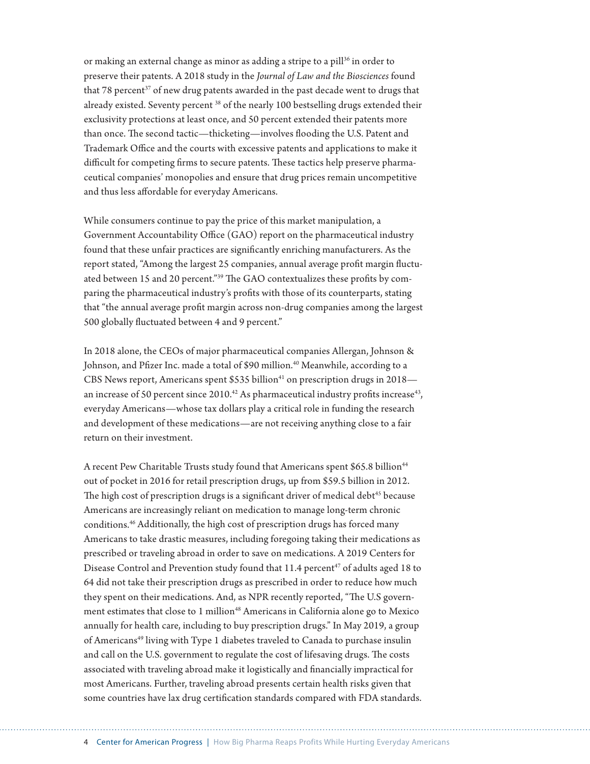or making an external change as minor as adding a stripe to a pill[36] in order to preserve their patents. A 2018 study in the *Journal of Law and the Biosciences* found that 78 percent[37] of new drug patents awarded in the past decade went to drugs that already existed. Seventy percent [38] of the nearly 100 bestselling drugs extended their exclusivity protections at least once, and 50 percent extended their patents more than once. The second tactic—thicketing—involves flooding the U.S. Patent and Trademark Office and the courts with excessive patents and applications to make it difficult for competing firms to secure patents. These tactics help preserve pharmaceutical companies' monopolies and ensure that drug prices remain uncompetitive and thus less affordable for everyday Americans.

While consumers continue to pay the price of this market manipulation, a Government Accountability Office (GAO) report on the pharmaceutical industry found that these unfair practices are significantly enriching manufacturers. As the report stated, "Among the largest 25 companies, annual average profit margin fluctuated between 15 and 20 percent."[39] The GAO contextualizes these profits by comparing the pharmaceutical industry's profits with those of its counterparts, stating that "the annual average profit margin across non-drug companies among the largest 500 globally fluctuated between 4 and 9 percent."

In 2018 alone, the CEOs of major pharmaceutical companies Allergan, Johnson & Johnson, and Pfizer Inc. made a total of $90 million.[40] Meanwhile, according to a CBS News report, Americans spent $535 billion[41] on prescription drugs in 2018—an increase of 50 percent since 2010.[42] As pharmaceutical industry profits increase[43], everyday Americans—whose tax dollars play a critical role in funding the research and development of these medications—are not receiving anything close to a fair return on their investment.

A recent Pew Charitable Trusts study found that Americans spent $65.8 billion[44] out of pocket in 2016 for retail prescription drugs, up from $59.5 billion in 2012. The high cost of prescription drugs is a significant driver of medical debt[45] because Americans are increasingly reliant on medication to manage long-term chronic conditions.[46] Additionally, the high cost of prescription drugs has forced many Americans to take drastic measures, including foregoing taking their medications as prescribed or traveling abroad in order to save on medications. A 2019 Centers for Disease Control and Prevention study found that 11.4 percent[47] of adults aged 18 to 64 did not take their prescription drugs as prescribed in order to reduce how much they spent on their medications. And, as NPR recently reported, "The U.S government estimates that close to 1 million[48] Americans in California alone go to Mexico annually for health care, including to buy prescription drugs." In May 2019, a group of Americans[49] living with Type 1 diabetes traveled to Canada to purchase insulin and call on the U.S. government to regulate the cost of lifesaving drugs. The costs associated with traveling abroad make it logistically and financially impractical for most Americans. Further, traveling abroad presents certain health risks given that some countries have lax drug certification standards compared with FDA standards.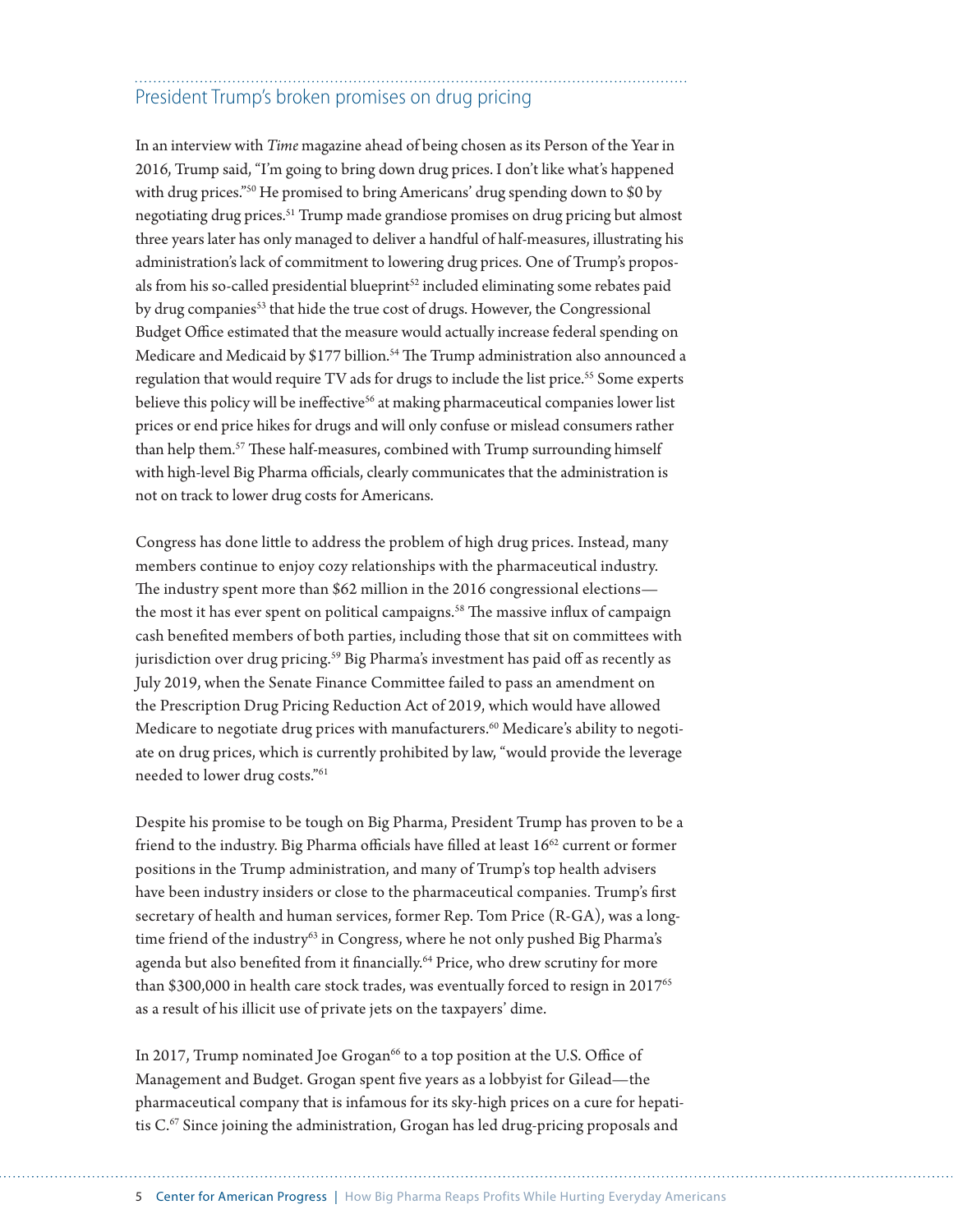## President Trump's broken promises on drug pricing

In an interview with *Time* magazine ahead of being chosen as its Person of the Year in 2016, Trump said, "I'm going to bring down drug prices. I don't like what's happened with drug prices."[50] He promised to bring Americans' drug spending down to $0 by negotiating drug prices.[51] Trump made grandiose promises on drug pricing but almost three years later has only managed to deliver a handful of half-measures, illustrating his administration's lack of commitment to lowering drug prices. One of Trump's proposals from his so-called presidential blueprint[52] included eliminating some rebates paid by drug companies[53] that hide the true cost of drugs. However, the Congressional Budget Office estimated that the measure would actually increase federal spending on Medicare and Medicaid by $177 billion.[54] The Trump administration also announced a regulation that would require TV ads for drugs to include the list price.[55] Some experts believe this policy will be ineffective[56] at making pharmaceutical companies lower list prices or end price hikes for drugs and will only confuse or mislead consumers rather than help them.[57] These half-measures, combined with Trump surrounding himself with high-level Big Pharma officials, clearly communicates that the administration is not on track to lower drug costs for Americans.

Congress has done little to address the problem of high drug prices. Instead, many members continue to enjoy cozy relationships with the pharmaceutical industry. The industry spent more than $62 million in the 2016 congressional elections—the most it has ever spent on political campaigns.[58] The massive influx of campaign cash benefited members of both parties, including those that sit on committees with jurisdiction over drug pricing.[59] Big Pharma's investment has paid off as recently as July 2019, when the Senate Finance Committee failed to pass an amendment on the Prescription Drug Pricing Reduction Act of 2019, which would have allowed Medicare to negotiate drug prices with manufacturers.[60] Medicare's ability to negotiate on drug prices, which is currently prohibited by law, "would provide the leverage needed to lower drug costs."[61]

Despite his promise to be tough on Big Pharma, President Trump has proven to be a friend to the industry. Big Pharma officials have filled at least 16[62] current or former positions in the Trump administration, and many of Trump's top health advisers have been industry insiders or close to the pharmaceutical companies. Trump's first secretary of health and human services, former Rep. Tom Price (R-GA), was a longtime friend of the industry[63] in Congress, where he not only pushed Big Pharma's agenda but also benefited from it financially.[64] Price, who drew scrutiny for more than $300,000 in health care stock trades, was eventually forced to resign in 2017[65] as a result of his illicit use of private jets on the taxpayers' dime.

In 2017, Trump nominated Joe Grogan[66] to a top position at the U.S. Office of Management and Budget. Grogan spent five years as a lobbyist for Gilead—the pharmaceutical company that is infamous for its sky-high prices on a cure for hepatitis C.[67] Since joining the administration, Grogan has led drug-pricing proposals and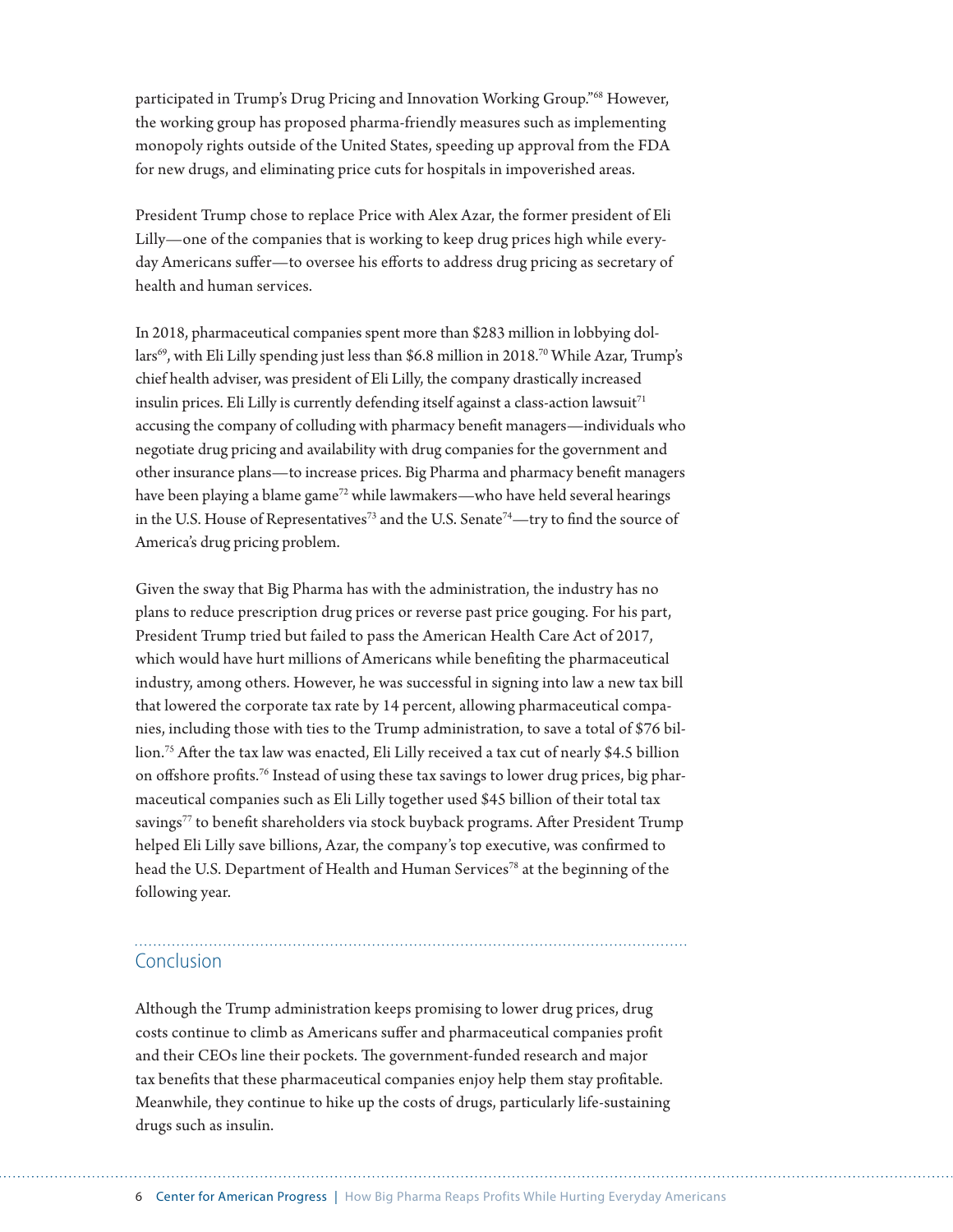participated in Trump's Drug Pricing and Innovation Working Group."[68] However, the working group has proposed pharma-friendly measures such as implementing monopoly rights outside of the United States, speeding up approval from the FDA for new drugs, and eliminating price cuts for hospitals in impoverished areas.

President Trump chose to replace Price with Alex Azar, the former president of Eli Lilly—one of the companies that is working to keep drug prices high while everyday Americans suffer—to oversee his efforts to address drug pricing as secretary of health and human services.

In 2018, pharmaceutical companies spent more than $283 million in lobbying dollars[69], with Eli Lilly spending just less than $6.8 million in 2018.[70] While Azar, Trump's chief health adviser, was president of Eli Lilly, the company drastically increased insulin prices. Eli Lilly is currently defending itself against a class-action lawsuit[71] accusing the company of colluding with pharmacy benefit managers—individuals who negotiate drug pricing and availability with drug companies for the government and other insurance plans—to increase prices. Big Pharma and pharmacy benefit managers have been playing a blame game[72] while lawmakers—who have held several hearings in the U.S. House of Representatives[73] and the U.S. Senate[74]—try to find the source of America's drug pricing problem.

Given the sway that Big Pharma has with the administration, the industry has no plans to reduce prescription drug prices or reverse past price gouging. For his part, President Trump tried but failed to pass the American Health Care Act of 2017, which would have hurt millions of Americans while benefiting the pharmaceutical industry, among others. However, he was successful in signing into law a new tax bill that lowered the corporate tax rate by 14 percent, allowing pharmaceutical companies, including those with ties to the Trump administration, to save a total of $76 billion.[75] After the tax law was enacted, Eli Lilly received a tax cut of nearly $4.5 billion on offshore profits.[76] Instead of using these tax savings to lower drug prices, big pharmaceutical companies such as Eli Lilly together used $45 billion of their total tax savings[77] to benefit shareholders via stock buyback programs. After President Trump helped Eli Lilly save billions, Azar, the company's top executive, was confirmed to head the U.S. Department of Health and Human Services[78] at the beginning of the following year.

## Conclusion

Although the Trump administration keeps promising to lower drug prices, drug costs continue to climb as Americans suffer and pharmaceutical companies profit and their CEOs line their pockets. The government-funded research and major tax benefits that these pharmaceutical companies enjoy help them stay profitable. Meanwhile, they continue to hike up the costs of drugs, particularly life-sustaining drugs such as insulin.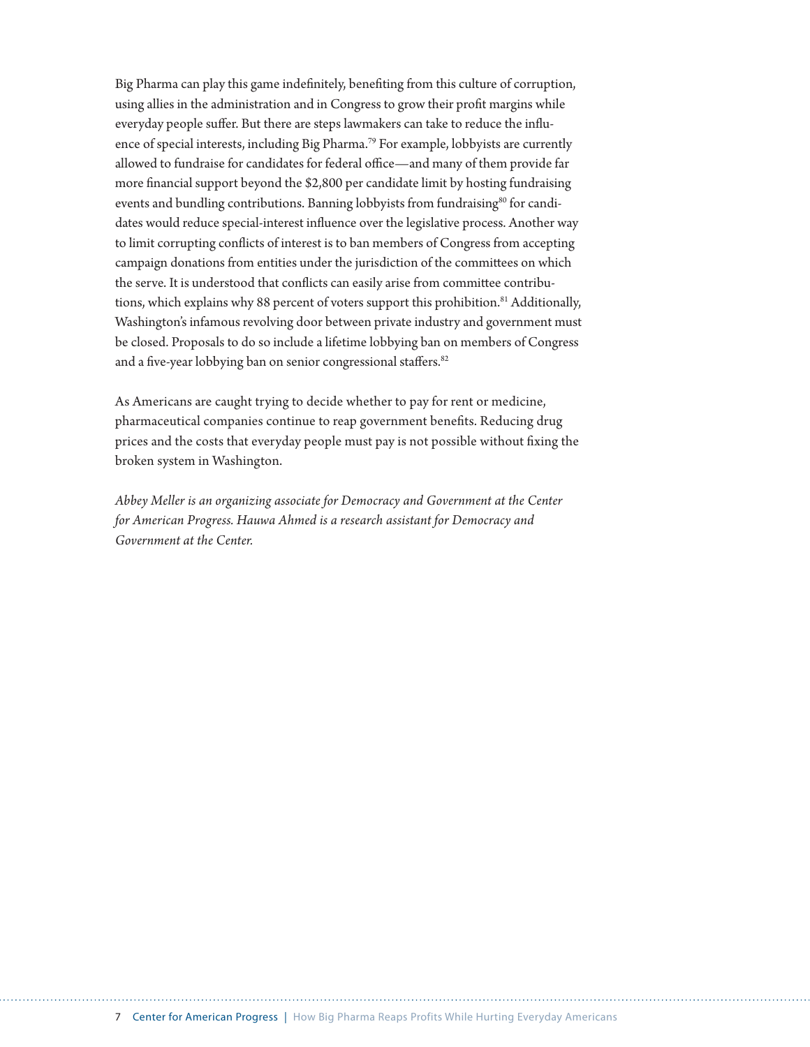Big Pharma can play this game indefinitely, benefiting from this culture of corruption, using allies in the administration and in Congress to grow their profit margins while everyday people suffer. But there are steps lawmakers can take to reduce the influence of special interests, including Big Pharma.[79] For example, lobbyists are currently allowed to fundraise for candidates for federal office—and many of them provide far more financial support beyond the $2,800 per candidate limit by hosting fundraising events and bundling contributions. Banning lobbyists from fundraising[80] for candidates would reduce special-interest influence over the legislative process. Another way to limit corrupting conflicts of interest is to ban members of Congress from accepting campaign donations from entities under the jurisdiction of the committees on which the serve. It is understood that conflicts can easily arise from committee contributions, which explains why 88 percent of voters support this prohibition.[81] Additionally, Washington's infamous revolving door between private industry and government must be closed. Proposals to do so include a lifetime lobbying ban on members of Congress and a five-year lobbying ban on senior congressional staffers.[82]

As Americans are caught trying to decide whether to pay for rent or medicine, pharmaceutical companies continue to reap government benefits. Reducing drug prices and the costs that everyday people must pay is not possible without fixing the broken system in Washington.

*Abbey Meller is an organizing associate for Democracy and Government at the Center for American Progress. Hauwa Ahmed is a research assistant for Democracy and Government at the Center.*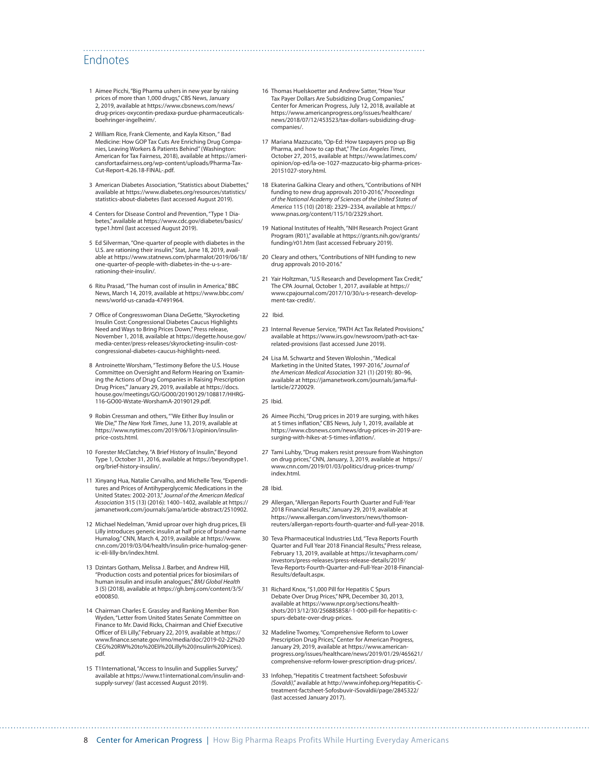## Endnotes

1 Aimee Picchi, "Big Pharma ushers in new year by raising prices of more than 1,000 drugs," CBS News, January 2, 2019, available at https://www.cbsnews.com/news/drug-prices-oxycontin-predaxa-purdue-pharmaceuticals-boehringer-ingelheim/.

2 William Rice, Frank Clemente, and Kayla Kitson, " Bad Medicine: How GOP Tax Cuts Are Enriching Drug Companies, Leaving Workers & Patients Behind" (Washington: American for Tax Fairness, 2018), available at https://americansfortaxfairness.org/wp-content/uploads/Pharma-Tax-Cut-Report-4.26.18-FINAL-.pdf.

3 American Diabetes Association, "Statistics about Diabettes," available at https://www.diabetes.org/resources/statistics/statistics-about-diabetes (last accessed August 2019).

4 Centers for Disease Control and Prevention, "Type 1 Diabetes," available at https://www.cdc.gov/diabetes/basics/type1.html (last accessed August 2019).

5 Ed Silverman, "One-quarter of people with diabetes in the U.S. are rationing their insulin," Stat, June 18, 2019, available at https://www.statnews.com/pharmalot/2019/06/18/one-quarter-of-people-with-diabetes-in-the-u-s-are-rationing-their-insulin/.

6 Ritu Prasad, "The human cost of insulin in America," BBC News, March 14, 2019, available at https://www.bbc.com/news/world-us-canada-47491964.

7 Office of Congresswoman Diana DeGette, "Skyrocketing Insulin Cost: Congressional Diabetes Caucus Highlights Need and Ways to Bring Prices Down," Press release, November 1, 2018, available at https://degette.house.gov/media-center/press-releases/skyrocketing-insulin-cost-congressional-diabetes-caucus-highlights-need.

8 Antroinette Worsham, "Testimony Before the U.S. House Committee on Oversight and Reform Hearing on 'Examining the Actions of Drug Companies in Raising Prescription Drug Prices,'" January 29, 2019, available at https://docs.house.gov/meetings/GO/GO00/20190129/108817/HHRG-116-GO00-Wstate-WorshamA-20190129.pdf.

9 Robin Cressman and others, "'We Either Buy Insulin or We Die,'" *The New York Times*, June 13, 2019, available at https://www.nytimes.com/2019/06/13/opinion/insulin-price-costs.html.

10 Forester McClatchey, "A Brief History of Insulin," Beyond Type 1, October 31, 2016, available at https://beyondtype1.org/brief-history-insulin/.

11 Xinyang Hua, Natalie Carvalho, and Michelle Tew, "Expenditures and Prices of Antihyperglycemic Medications in the United States: 2002-2013," *Journal of the American Medical Association* 315 (13) (2016): 1400–1402, available at https://jamanetwork.com/journals/jama/article-abstract/2510902.

12 Michael Nedelman, "Amid uproar over high drug prices, Eli Lilly introduces generic insulin at half price of brand-name Humalog," CNN, March 4, 2019, available at https://www.cnn.com/2019/03/04/health/insulin-price-humalog-generic-eli-lilly-bn/index.html.

13 Dzintars Gotham, Melissa J. Barber, and Andrew Hill, "Production costs and potential prices for biosimilars of human insulin and insulin analogues," *BMJ Global Health* 3 (5) (2018), available at https://gh.bmj.com/content/3/5/e000850.

14 Chairman Charles E. Grassley and Ranking Member Ron Wyden, "Letter from United States Senate Committee on Finance to Mr. David Ricks, Chairman and Chief Executive Officer of Eli Lilly," February 22, 2019, available at https://www.finance.senate.gov/imo/media/doc/2019-02-22%20CEG%20RW%20to%20Eli%20Lilly%20(Insulin%20Prices).pdf.

15 T1International, "Access to Insulin and Supplies Survey," available at https://www.t1international.com/insulin-and-supply-survey/ (last accessed August 2019).

16 Thomas Huelskoetter and Andrew Satter, "How Your Tax Payer Dollars Are Subsidizing Drug Companies," Center for American Progress, July 12, 2018, available at https://www.americanprogress.org/issues/healthcare/news/2018/07/12/453523/tax-dollars-subsidizing-drug-companies/.

17 Mariana Mazzucato, "Op-Ed: How taxpayers prop up Big Pharma, and how to cap that," *The Los Angeles Times*, October 27, 2015, available at https://www.latimes.com/opinion/op-ed/la-oe-1027-mazzucato-big-pharma-prices-20151027-story.html.

18 Ekaterina Galkina Cleary and others, "Contributions of NIH funding to new drug approvals 2010-2016," *Proceedings of the National Academy of Sciences of the United States of America* 115 (10) (2018): 2329–2334, available at https://www.pnas.org/content/115/10/2329.short.

19 National Institutes of Health, "NIH Research Project Grant Program (R01)," available at https://grants.nih.gov/grants/funding/r01.htm (last accessed February 2019).

20 Cleary and others, "Contributions of NIH funding to new drug approvals 2010-2016."

21 Yair Holtzman, "U.S Research and Development Tax Credit," The CPA Journal, October 1, 2017, available at https://www.cpajournal.com/2017/10/30/u-s-research-development-tax-credit/.

22 Ibid.

23 Internal Revenue Service, "PATH Act Tax Related Provisions," available at https://www.irs.gov/newsroom/path-act-tax-related-provisions (last accessed June 2019).

24 Lisa M. Schwartz and Steven Woloshin , "Medical Marketing in the United States, 1997-2016," *Journal of the American Medical Association* 321 (1) (2019): 80–96, available at https://jamanetwork.com/journals/jama/fullarticle/2720029.

25 Ibid.

26 Aimee Picchi, "Drug prices in 2019 are surging, with hikes at 5 times inflation," CBS News, July 1, 2019, available at https://www.cbsnews.com/news/drug-prices-in-2019-are-surging-with-hikes-at-5-times-inflation/.

27 Tami Luhby, "Drug makers resist pressure from Washington on drug prices," CNN, January, 3, 2019, available at https://www.cnn.com/2019/01/03/politics/drug-prices-trump/index.html.

28 Ibid.

29 Allergan, "Allergan Reports Fourth Quarter and Full-Year 2018 Financial Results," January 29, 2019, available at https://www.allergan.com/investors/news/thomson-reuters/allergan-reports-fourth-quarter-and-full-year-2018.

30 Teva Pharmaceutical Industries Ltd, "Teva Reports Fourth Quarter and Full Year 2018 Financial Results," Press release, February 13, 2019, available at https://ir.tevapharm.com/investors/press-releases/press-release-details/2019/Teva-Reports-Fourth-Quarter-and-Full-Year-2018-Financial-Results/default.aspx.

31 Richard Knox, "$1,000 Pill for Hepatitis C Spurs Debate Over Drug Prices," NPR, December 30, 2013, available at https://www.npr.org/sections/health-shots/2013/12/30/256885858/-1-000-pill-for-hepatitis-c-spurs-debate-over-drug-prices.

32 Madeline Twomey, "Comprehensive Reform to Lower Prescription Drug Prices," Center for American Progress, January 29, 2019, available at https://www.americanprogress.org/issues/healthcare/news/2019/01/29/465621/comprehensive-reform-lower-prescription-drug-prices/.

33 Infohep, "Hepatitis C treatment factsheet: Sofosbuvir *(Sovaldi)*," available at http://www.infohep.org/Hepatitis-C-treatment-factsheet-Sofosbuvir-iSovaldii/page/2845322/ (last accessed January 2017).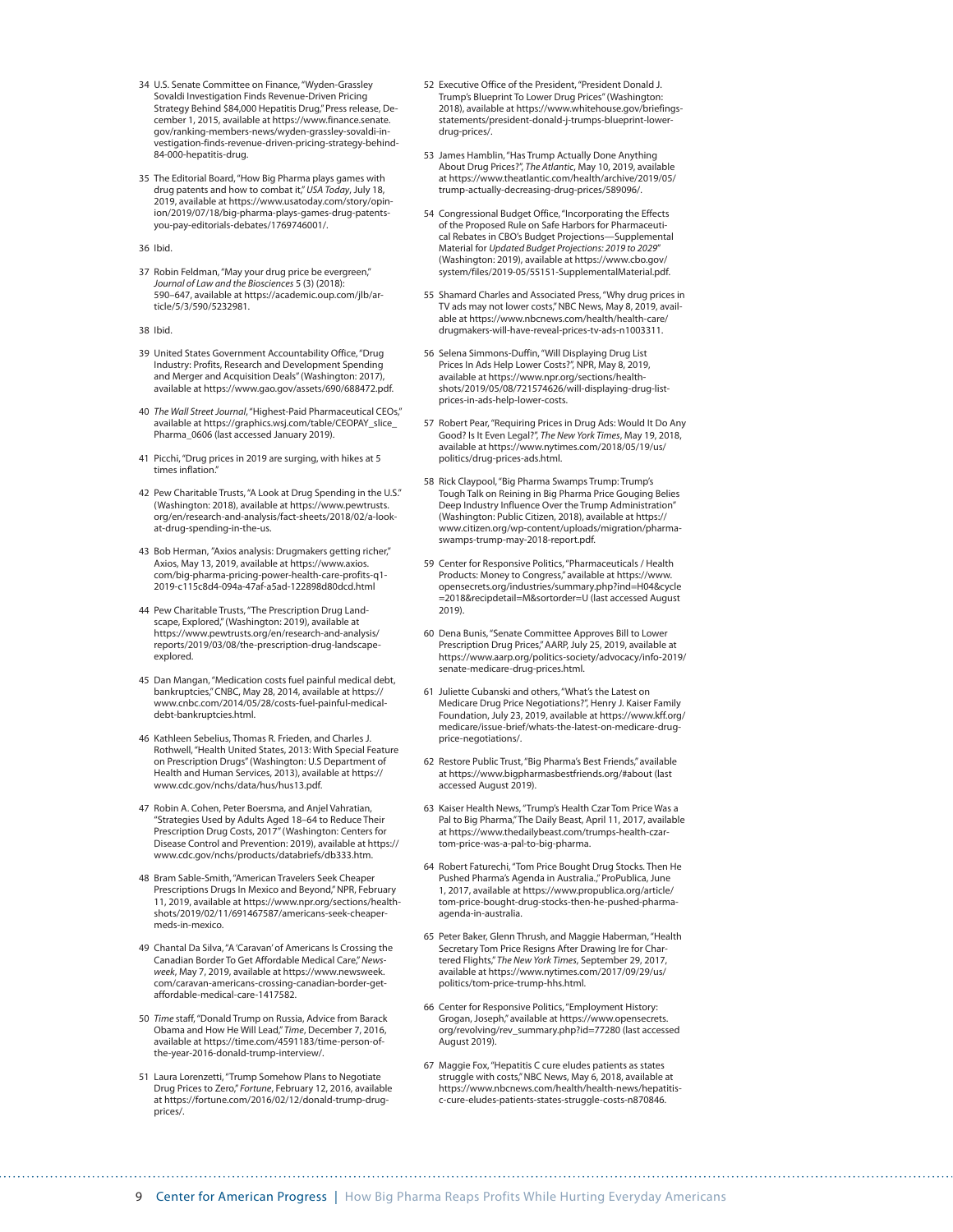34 U.S. Senate Committee on Finance, "Wyden-Grassley Sovaldi Investigation Finds Revenue-Driven Pricing Strategy Behind $84,000 Hepatitis Drug," Press release, December 1, 2015, available at https://www.finance.senate.gov/ranking-members-news/wyden-grassley-sovaldi-investigation-finds-revenue-driven-pricing-strategy-behind-84-000-hepatitis-drug.

35 The Editorial Board, "How Big Pharma plays games with drug patents and how to combat it," *USA Today*, July 18, 2019, available at https://www.usatoday.com/story/opinion/2019/07/18/big-pharma-plays-games-drug-patents-you-pay-editorials-debates/1769746001/.

36 Ibid.

37 Robin Feldman, "May your drug price be evergreen," *Journal of Law and the Biosciences* 5 (3) (2018): 590–647, available at https://academic.oup.com/jlb/article/5/3/590/5232981.

38 Ibid.

39 United States Government Accountability Office, "Drug Industry: Profits, Research and Development Spending and Merger and Acquisition Deals" (Washington: 2017), available at https://www.gao.gov/assets/690/688472.pdf.

40 *The Wall Street Journal*, "Highest-Paid Pharmaceutical CEOs," available at https://graphics.wsj.com/table/CEOPAY_slice_Pharma_0606 (last accessed January 2019).

41 Picchi, "Drug prices in 2019 are surging, with hikes at 5 times inflation."

42 Pew Charitable Trusts, "A Look at Drug Spending in the U.S." (Washington: 2018), available at https://www.pewtrusts.org/en/research-and-analysis/fact-sheets/2018/02/a-look-at-drug-spending-in-the-us.

43 Bob Herman, "Axios analysis: Drugmakers getting richer," Axios, May 13, 2019, available at https://www.axios.com/big-pharma-pricing-power-health-care-profits-q1-2019-c115c8d4-094a-47af-a5ad-122898d80dcd.html

44 Pew Charitable Trusts, "The Prescription Drug Landscape, Explored," (Washington: 2019), available at https://www.pewtrusts.org/en/research-and-analysis/reports/2019/03/08/the-prescription-drug-landscape-explored.

45 Dan Mangan, "Medication costs fuel painful medical debt, bankruptcies," CNBC, May 28, 2014, available at https://www.cnbc.com/2014/05/28/costs-fuel-painful-medical-debt-bankruptcies.html.

46 Kathleen Sebelius, Thomas R. Frieden, and Charles J. Rothwell, "Health United States, 2013: With Special Feature on Prescription Drugs" (Washington: U.S Department of Health and Human Services, 2013), available at https://www.cdc.gov/nchs/data/hus/hus13.pdf.

47 Robin A. Cohen, Peter Boersma, and Anjel Vahratian, "Strategies Used by Adults Aged 18–64 to Reduce Their Prescription Drug Costs, 2017" (Washington: Centers for Disease Control and Prevention: 2019), available at https://www.cdc.gov/nchs/products/databriefs/db333.htm.

48 Bram Sable-Smith, "American Travelers Seek Cheaper Prescriptions Drugs In Mexico and Beyond," NPR, February 11, 2019, available at https://www.npr.org/sections/health-shots/2019/02/11/691467587/americans-seek-cheaper-meds-in-mexico.

49 Chantal Da Silva, "A 'Caravan' of Americans Is Crossing the Canadian Border To Get Affordable Medical Care," *Newsweek*, May 7, 2019, available at https://www.newsweek.com/caravan-americans-crossing-canadian-border-get-affordable-medical-care-1417582.

50 *Time* staff, "Donald Trump on Russia, Advice from Barack Obama and How He Will Lead," *Time*, December 7, 2016, available at https://time.com/4591183/time-person-of-the-year-2016-donald-trump-interview/.

51 Laura Lorenzetti, "Trump Somehow Plans to Negotiate Drug Prices to Zero," *Fortune*, February 12, 2016, available at https://fortune.com/2016/02/12/donald-trump-drug-prices/.

52 Executive Office of the President, "President Donald J. Trump's Blueprint To Lower Drug Prices" (Washington: 2018), available at https://www.whitehouse.gov/briefings-statements/president-donald-j-trumps-blueprint-lower-drug-prices/.

53 James Hamblin, "Has Trump Actually Done Anything About Drug Prices?", *The Atlantic*, May 10, 2019, available at https://www.theatlantic.com/health/archive/2019/05/trump-actually-decreasing-drug-prices/589096/.

54 Congressional Budget Office, "Incorporating the Effects of the Proposed Rule on Safe Harbors for Pharmaceutical Rebates in CBO's Budget Projections—Supplemental Material for *Updated Budget Projections: 2019 to 2029*" (Washington: 2019), available at https://www.cbo.gov/system/files/2019-05/55151-SupplementalMaterial.pdf.

55 Shamard Charles and Associated Press, "Why drug prices in TV ads may not lower costs," NBC News, May 8, 2019, available at https://www.nbcnews.com/health/health-care/drugmakers-will-have-reveal-prices-tv-ads-n1003311.

56 Selena Simmons-Duffin, "Will Displaying Drug List Prices In Ads Help Lower Costs?", NPR, May 8, 2019, available at https://www.npr.org/sections/health-shots/2019/05/08/721574626/will-displaying-drug-list-prices-in-ads-help-lower-costs.

57 Robert Pear, "Requiring Prices in Drug Ads: Would It Do Any Good? Is It Even Legal?", *The New York Times*, May 19, 2018, available at https://www.nytimes.com/2018/05/19/us/politics/drug-prices-ads.html.

58 Rick Claypool, "Big Pharma Swamps Trump: Trump's Tough Talk on Reining in Big Pharma Price Gouging Belies Deep Industry Influence Over the Trump Administration" (Washington: Public Citizen, 2018), available at https://www.citizen.org/wp-content/uploads/migration/pharma-swamps-trump-may-2018-report.pdf.

59 Center for Responsive Politics, "Pharmaceuticals / Health Products: Money to Congress," available at https://www.opensecrets.org/industries/summary.php?ind=H04&cycle=2018&recipdetail=M&sortorder=U (last accessed August 2019).

60 Dena Bunis, "Senate Committee Approves Bill to Lower Prescription Drug Prices," AARP, July 25, 2019, available at https://www.aarp.org/politics-society/advocacy/info-2019/senate-medicare-drug-prices.html.

61 Juliette Cubanski and others, "What's the Latest on Medicare Drug Price Negotiations?", Henry J. Kaiser Family Foundation, July 23, 2019, available at https://www.kff.org/medicare/issue-brief/whats-the-latest-on-medicare-drug-price-negotiations/.

62 Restore Public Trust, "Big Pharma's Best Friends," available at https://www.bigpharmasbestfriends.org/#about (last accessed August 2019).

63 Kaiser Health News, "Trump's Health Czar Tom Price Was a Pal to Big Pharma," The Daily Beast, April 11, 2017, available at https://www.thedailybeast.com/trumps-health-czar-tom-price-was-a-pal-to-big-pharma.

64 Robert Faturechi, "Tom Price Bought Drug Stocks. Then He Pushed Pharma's Agenda in Australia.," ProPublica, June 1, 2017, available at https://www.propublica.org/article/tom-price-bought-drug-stocks-then-he-pushed-pharma-agenda-in-australia.

65 Peter Baker, Glenn Thrush, and Maggie Haberman, "Health Secretary Tom Price Resigns After Drawing Ire for Chartered Flights," *The New York Times*, September 29, 2017, available at https://www.nytimes.com/2017/09/29/us/politics/tom-price-trump-hhs.html.

66 Center for Responsive Politics, "Employment History: Grogan, Joseph," available at https://www.opensecrets.org/revolving/rev_summary.php?id=77280 (last accessed August 2019).

67 Maggie Fox, "Hepatitis C cure eludes patients as states struggle with costs," NBC News, May 6, 2018, available at https://www.nbcnews.com/health/health-news/hepatitis-c-cure-eludes-patients-states-struggle-costs-n870846.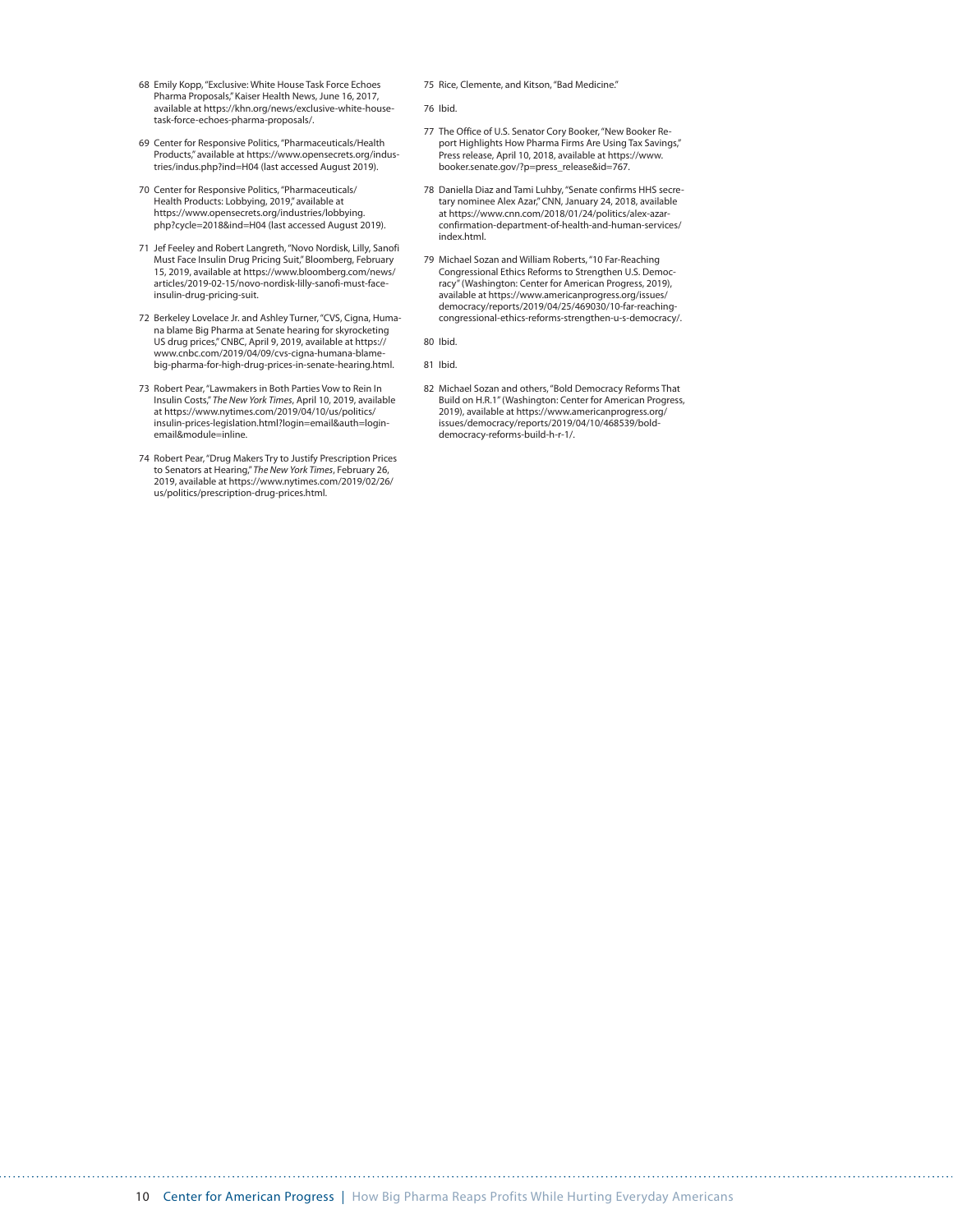68 Emily Kopp, "Exclusive: White House Task Force Echoes Pharma Proposals," Kaiser Health News, June 16, 2017, available at https://khn.org/news/exclusive-white-house-task-force-echoes-pharma-proposals/.

69 Center for Responsive Politics, "Pharmaceuticals/Health Products," available at https://www.opensecrets.org/industries/indus.php?ind=H04 (last accessed August 2019).

70 Center for Responsive Politics, "Pharmaceuticals/Health Products: Lobbying, 2019," available at https://www.opensecrets.org/industries/lobbying.php?cycle=2018&ind=H04 (last accessed August 2019).

71 Jef Feeley and Robert Langreth, "Novo Nordisk, Lilly, Sanofi Must Face Insulin Drug Pricing Suit," Bloomberg, February 15, 2019, available at https://www.bloomberg.com/news/articles/2019-02-15/novo-nordisk-lilly-sanofi-must-face-insulin-drug-pricing-suit.

72 Berkeley Lovelace Jr. and Ashley Turner, "CVS, Cigna, Humana blame Big Pharma at Senate hearing for skyrocketing US drug prices," CNBC, April 9, 2019, available at https://www.cnbc.com/2019/04/09/cvs-cigna-humana-blame-big-pharma-for-high-drug-prices-in-senate-hearing.html.

73 Robert Pear, "Lawmakers in Both Parties Vow to Rein In Insulin Costs," *The New York Times*, April 10, 2019, available at https://www.nytimes.com/2019/04/10/us/politics/insulin-prices-legislation.html?login=email&auth=login-email&module=inline.

74 Robert Pear, "Drug Makers Try to Justify Prescription Prices to Senators at Hearing," *The New York Times*, February 26, 2019, available at https://www.nytimes.com/2019/02/26/us/politics/prescription-drug-prices.html.

75 Rice, Clemente, and Kitson, "Bad Medicine."

76 Ibid.

77 The Office of U.S. Senator Cory Booker, "New Booker Report Highlights How Pharma Firms Are Using Tax Savings," Press release, April 10, 2018, available at https://www.booker.senate.gov/?p=press_release&id=767.

78 Daniella Diaz and Tami Luhby, "Senate confirms HHS secretary nominee Alex Azar," CNN, January 24, 2018, available at https://www.cnn.com/2018/01/24/politics/alex-azar-confirmation-department-of-health-and-human-services/index.html.

79 Michael Sozan and William Roberts, "10 Far-Reaching Congressional Ethics Reforms to Strengthen U.S. Democracy" (Washington: Center for American Progress, 2019), available at https://www.americanprogress.org/issues/democracy/reports/2019/04/25/469030/10-far-reaching-congressional-ethics-reforms-strengthen-u-s-democracy/.

80 Ibid.

81 Ibid.

82 Michael Sozan and others, "Bold Democracy Reforms That Build on H.R.1" (Washington: Center for American Progress, 2019), available at https://www.americanprogress.org/issues/democracy/reports/2019/04/10/468539/bold-democracy-reforms-build-h-r-1/.